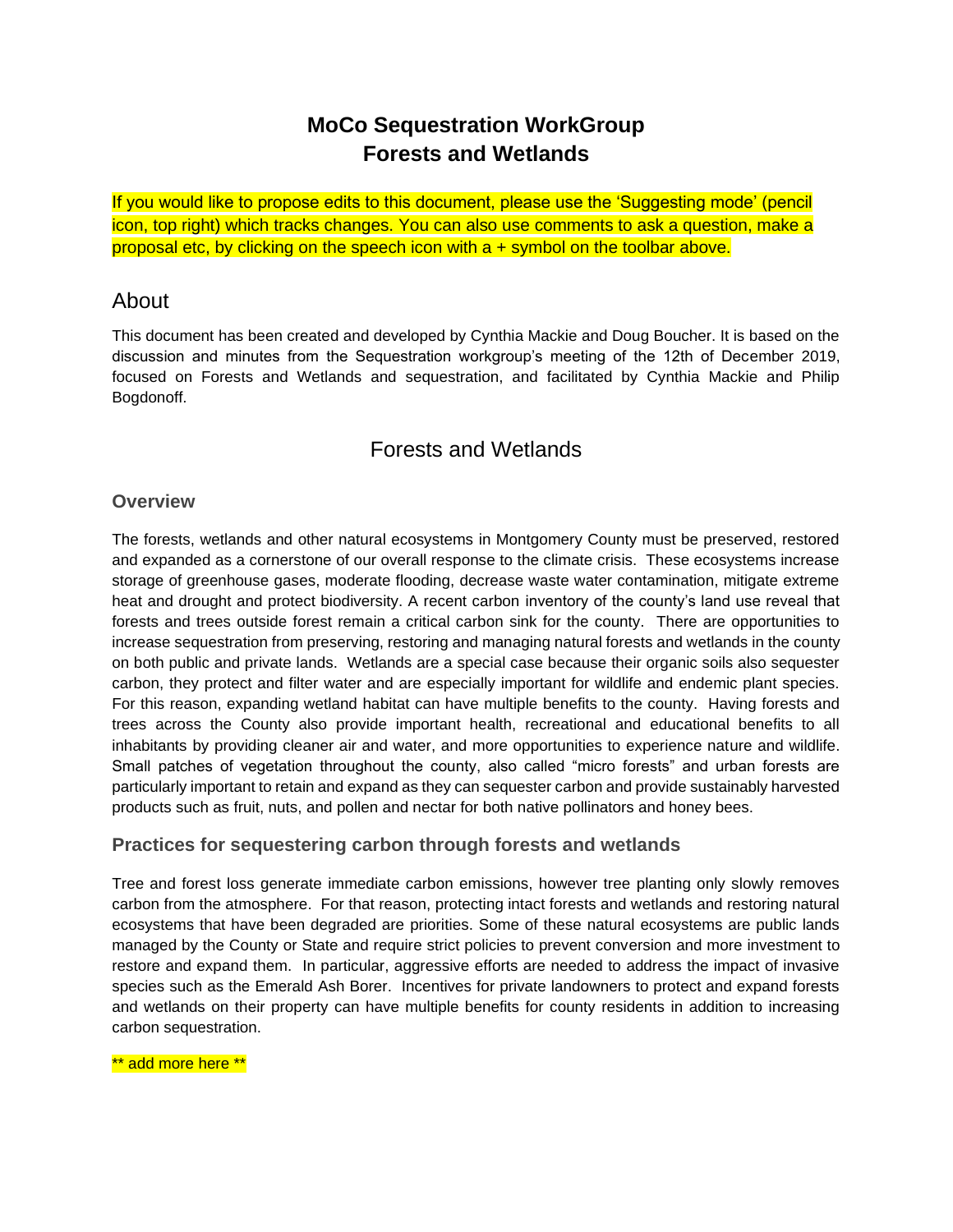# MoCo Sequestration WorkGroup
# Forests and Wetlands

If you would like to propose edits to this document, please use the 'Suggesting mode' (pencil icon, top right) which tracks changes. You can also use comments to ask a question, make a proposal etc, by clicking on the speech icon with a + symbol on the toolbar above.

## About

This document has been created and developed by Cynthia Mackie and Doug Boucher. It is based on the discussion and minutes from the Sequestration workgroup's meeting of the 12th of December 2019, focused on Forests and Wetlands and sequestration, and facilitated by Cynthia Mackie and Philip Bogdonoff.

## Forests and Wetlands

### Overview

The forests, wetlands and other natural ecosystems in Montgomery County must be preserved, restored and expanded as a cornerstone of our overall response to the climate crisis. These ecosystems increase storage of greenhouse gases, moderate flooding, decrease waste water contamination, mitigate extreme heat and drought and protect biodiversity. A recent carbon inventory of the county's land use reveal that forests and trees outside forest remain a critical carbon sink for the county. There are opportunities to increase sequestration from preserving, restoring and managing natural forests and wetlands in the county on both public and private lands. Wetlands are a special case because their organic soils also sequester carbon, they protect and filter water and are especially important for wildlife and endemic plant species. For this reason, expanding wetland habitat can have multiple benefits to the county. Having forests and trees across the County also provide important health, recreational and educational benefits to all inhabitants by providing cleaner air and water, and more opportunities to experience nature and wildlife. Small patches of vegetation throughout the county, also called "micro forests" and urban forests are particularly important to retain and expand as they can sequester carbon and provide sustainably harvested products such as fruit, nuts, and pollen and nectar for both native pollinators and honey bees.

### Practices for sequestering carbon through forests and wetlands

Tree and forest loss generate immediate carbon emissions, however tree planting only slowly removes carbon from the atmosphere. For that reason, protecting intact forests and wetlands and restoring natural ecosystems that have been degraded are priorities. Some of these natural ecosystems are public lands managed by the County or State and require strict policies to prevent conversion and more investment to restore and expand them. In particular, aggressive efforts are needed to address the impact of invasive species such as the Emerald Ash Borer. Incentives for private landowners to protect and expand forests and wetlands on their property can have multiple benefits for county residents in addition to increasing carbon sequestration.

** add more here **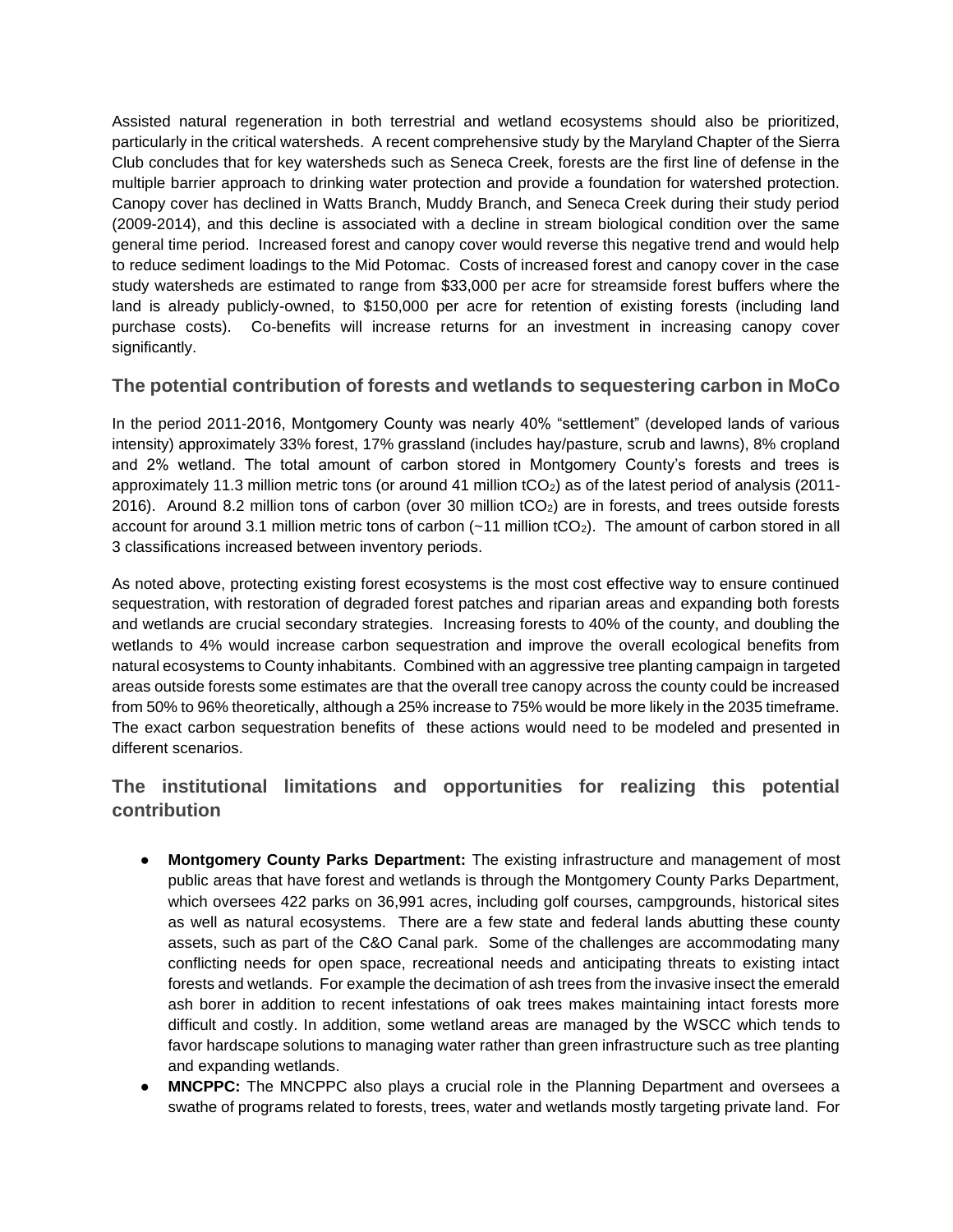Assisted natural regeneration in both terrestrial and wetland ecosystems should also be prioritized, particularly in the critical watersheds. A recent comprehensive study by the Maryland Chapter of the Sierra Club concludes that for key watersheds such as Seneca Creek, forests are the first line of defense in the multiple barrier approach to drinking water protection and provide a foundation for watershed protection. Canopy cover has declined in Watts Branch, Muddy Branch, and Seneca Creek during their study period (2009-2014), and this decline is associated with a decline in stream biological condition over the same general time period. Increased forest and canopy cover would reverse this negative trend and would help to reduce sediment loadings to the Mid Potomac. Costs of increased forest and canopy cover in the case study watersheds are estimated to range from $33,000 per acre for streamside forest buffers where the land is already publicly-owned, to $150,000 per acre for retention of existing forests (including land purchase costs). Co-benefits will increase returns for an investment in increasing canopy cover significantly.

### The potential contribution of forests and wetlands to sequestering carbon in MoCo

In the period 2011-2016, Montgomery County was nearly 40% "settlement" (developed lands of various intensity) approximately 33% forest, 17% grassland (includes hay/pasture, scrub and lawns), 8% cropland and 2% wetland. The total amount of carbon stored in Montgomery County's forests and trees is approximately 11.3 million metric tons (or around 41 million $tCO_2$) as of the latest period of analysis (2011-2016). Around 8.2 million tons of carbon (over 30 million $tCO_2$) are in forests, and trees outside forests account for around 3.1 million metric tons of carbon (~11 million $tCO_2$). The amount of carbon stored in all 3 classifications increased between inventory periods.

As noted above, protecting existing forest ecosystems is the most cost effective way to ensure continued sequestration, with restoration of degraded forest patches and riparian areas and expanding both forests and wetlands are crucial secondary strategies. Increasing forests to 40% of the county, and doubling the wetlands to 4% would increase carbon sequestration and improve the overall ecological benefits from natural ecosystems to County inhabitants. Combined with an aggressive tree planting campaign in targeted areas outside forests some estimates are that the overall tree canopy across the county could be increased from 50% to 96% theoretically, although a 25% increase to 75% would be more likely in the 2035 timeframe. The exact carbon sequestration benefits of these actions would need to be modeled and presented in different scenarios.

### The institutional limitations and opportunities for realizing this potential contribution

- **Montgomery County Parks Department:** The existing infrastructure and management of most public areas that have forest and wetlands is through the Montgomery County Parks Department, which oversees 422 parks on 36,991 acres, including golf courses, campgrounds, historical sites as well as natural ecosystems. There are a few state and federal lands abutting these county assets, such as part of the C&O Canal park. Some of the challenges are accommodating many conflicting needs for open space, recreational needs and anticipating threats to existing intact forests and wetlands. For example the decimation of ash trees from the invasive insect the emerald ash borer in addition to recent infestations of oak trees makes maintaining intact forests more difficult and costly. In addition, some wetland areas are managed by the WSCC which tends to favor hardscape solutions to managing water rather than green infrastructure such as tree planting and expanding wetlands.
- **MNCPPC:** The MNCPPC also plays a crucial role in the Planning Department and oversees a swathe of programs related to forests, trees, water and wetlands mostly targeting private land. For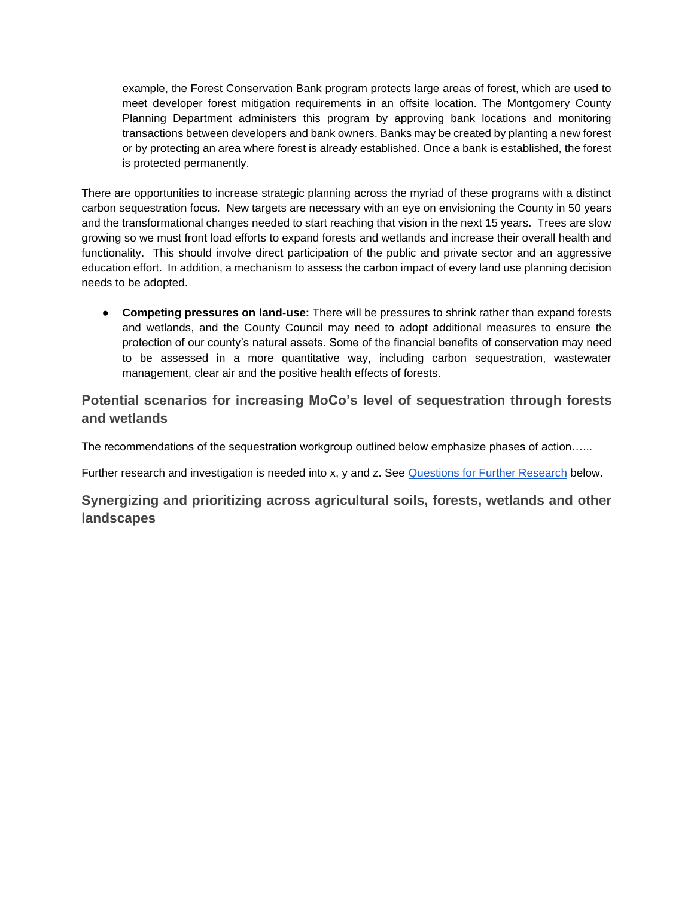example, the Forest Conservation Bank program protects large areas of forest, which are used to meet developer forest mitigation requirements in an offsite location. The Montgomery County Planning Department administers this program by approving bank locations and monitoring transactions between developers and bank owners. Banks may be created by planting a new forest or by protecting an area where forest is already established. Once a bank is established, the forest is protected permanently.

There are opportunities to increase strategic planning across the myriad of these programs with a distinct carbon sequestration focus. New targets are necessary with an eye on envisioning the County in 50 years and the transformational changes needed to start reaching that vision in the next 15 years. Trees are slow growing so we must front load efforts to expand forests and wetlands and increase their overall health and functionality. This should involve direct participation of the public and private sector and an aggressive education effort. In addition, a mechanism to assess the carbon impact of every land use planning decision needs to be adopted.

- **Competing pressures on land-use:** There will be pressures to shrink rather than expand forests and wetlands, and the County Council may need to adopt additional measures to ensure the protection of our county's natural assets. Some of the financial benefits of conservation may need to be assessed in a more quantitative way, including carbon sequestration, wastewater management, clear air and the positive health effects of forests.

## Potential scenarios for increasing MoCo's level of sequestration through forests and wetlands

The recommendations of the sequestration workgroup outlined below emphasize phases of action…...

Further research and investigation is needed into x, y and z. See [Questions for Further Research] below.

## Synergizing and prioritizing across agricultural soils, forests, wetlands and other landscapes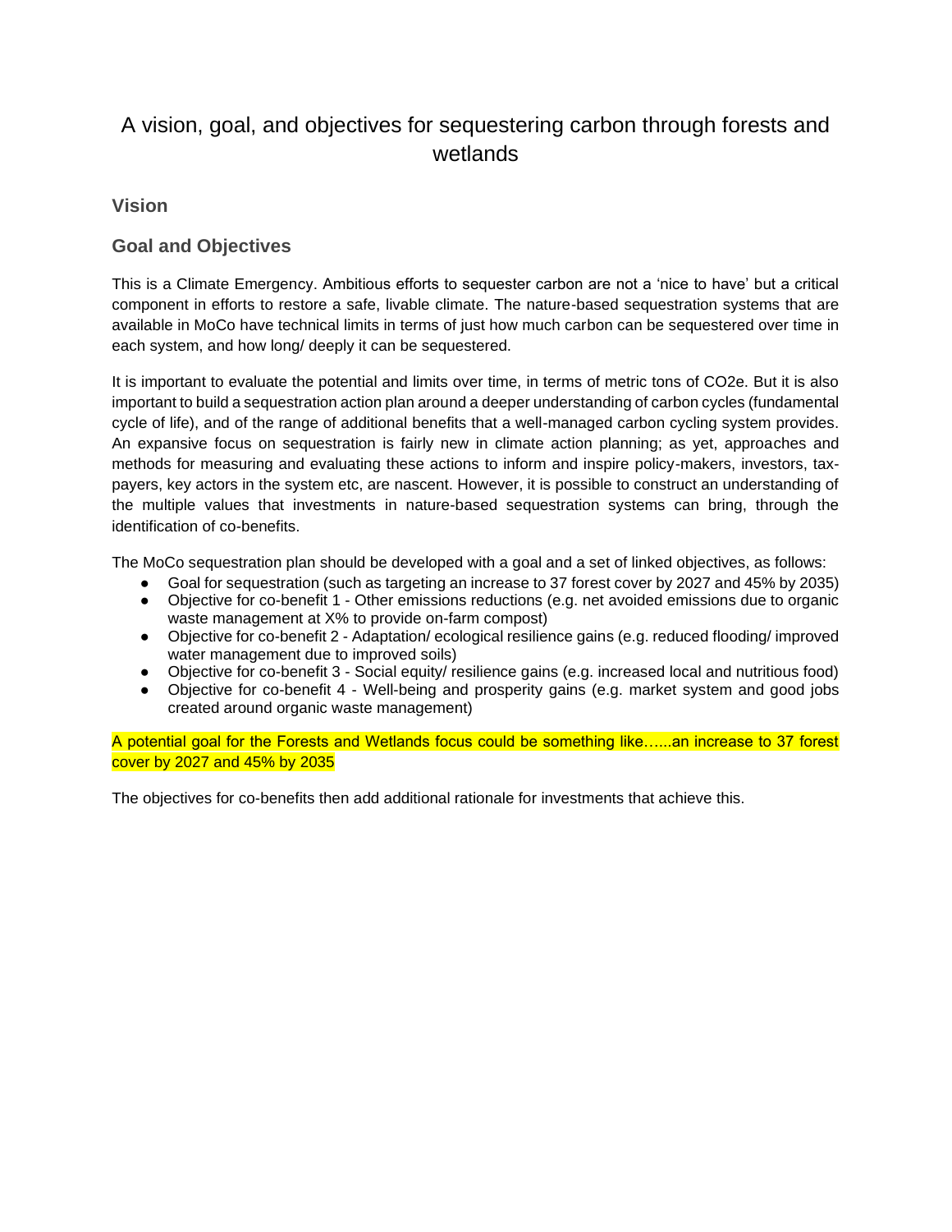# A vision, goal, and objectives for sequestering carbon through forests and wetlands

## Vision

## Goal and Objectives

This is a Climate Emergency. Ambitious efforts to sequester carbon are not a 'nice to have' but a critical component in efforts to restore a safe, livable climate. The nature-based sequestration systems that are available in MoCo have technical limits in terms of just how much carbon can be sequestered over time in each system, and how long/ deeply it can be sequestered.

It is important to evaluate the potential and limits over time, in terms of metric tons of CO2e. But it is also important to build a sequestration action plan around a deeper understanding of carbon cycles (fundamental cycle of life), and of the range of additional benefits that a well-managed carbon cycling system provides. An expansive focus on sequestration is fairly new in climate action planning; as yet, approaches and methods for measuring and evaluating these actions to inform and inspire policy-makers, investors, tax-payers, key actors in the system etc, are nascent. However, it is possible to construct an understanding of the multiple values that investments in nature-based sequestration systems can bring, through the identification of co-benefits.

The MoCo sequestration plan should be developed with a goal and a set of linked objectives, as follows:

- Goal for sequestration (such as targeting an increase to 37 forest cover by 2027 and 45% by 2035)
- Objective for co-benefit 1 - Other emissions reductions (e.g. net avoided emissions due to organic waste management at X% to provide on-farm compost)
- Objective for co-benefit 2 - Adaptation/ ecological resilience gains (e.g. reduced flooding/ improved water management due to improved soils)
- Objective for co-benefit 3 - Social equity/ resilience gains (e.g. increased local and nutritious food)
- Objective for co-benefit 4 - Well-being and prosperity gains (e.g. market system and good jobs created around organic waste management)

A potential goal for the Forests and Wetlands focus could be something like…...an increase to 37 forest cover by 2027 and 45% by 2035

The objectives for co-benefits then add additional rationale for investments that achieve this.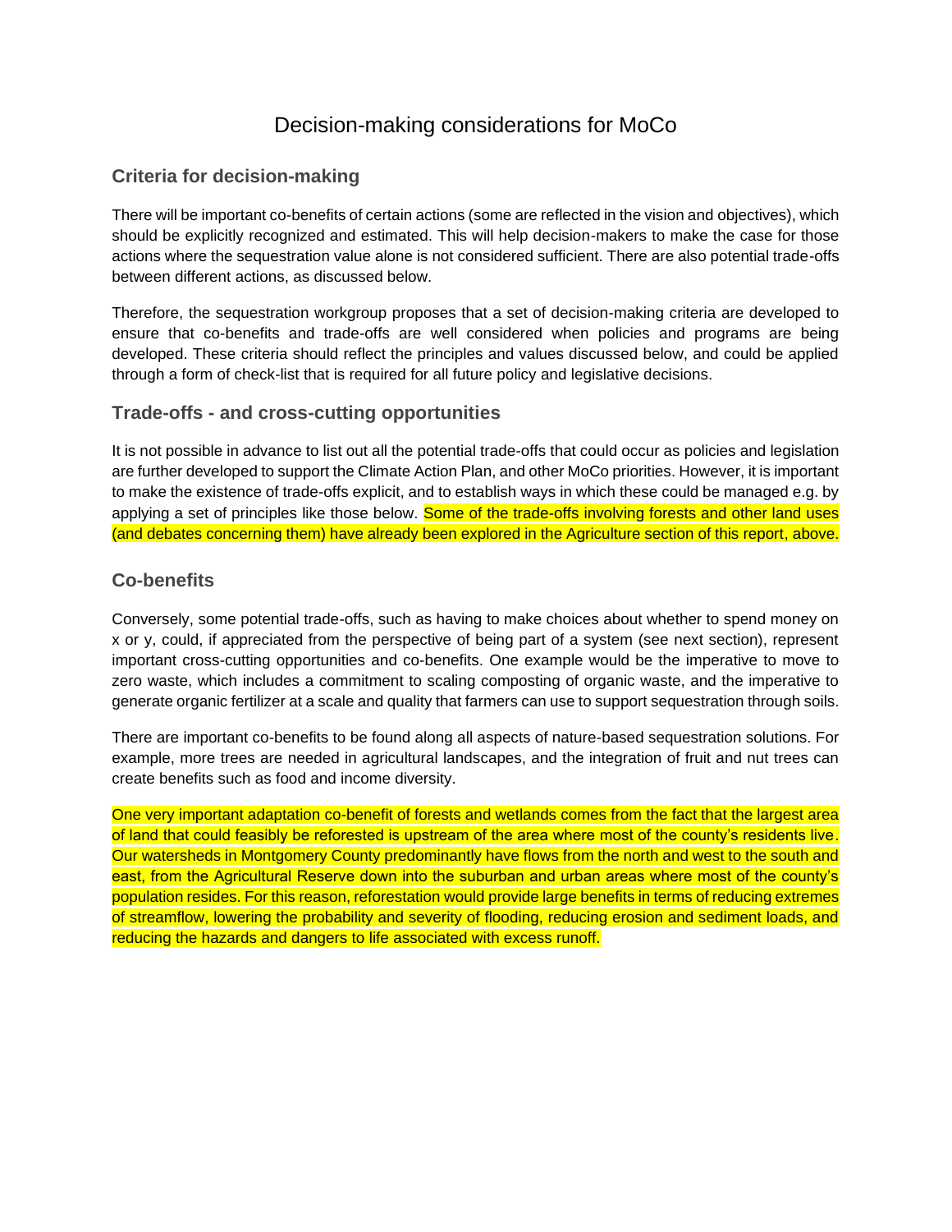# Decision-making considerations for MoCo

## Criteria for decision-making

There will be important co-benefits of certain actions (some are reflected in the vision and objectives), which should be explicitly recognized and estimated. This will help decision-makers to make the case for those actions where the sequestration value alone is not considered sufficient. There are also potential trade-offs between different actions, as discussed below.

Therefore, the sequestration workgroup proposes that a set of decision-making criteria are developed to ensure that co-benefits and trade-offs are well considered when policies and programs are being developed. These criteria should reflect the principles and values discussed below, and could be applied through a form of check-list that is required for all future policy and legislative decisions.

## Trade-offs - and cross-cutting opportunities

It is not possible in advance to list out all the potential trade-offs that could occur as policies and legislation are further developed to support the Climate Action Plan, and other MoCo priorities. However, it is important to make the existence of trade-offs explicit, and to establish ways in which these could be managed e.g. by applying a set of principles like those below. Some of the trade-offs involving forests and other land uses (and debates concerning them) have already been explored in the Agriculture section of this report, above.

## Co-benefits

Conversely, some potential trade-offs, such as having to make choices about whether to spend money on x or y, could, if appreciated from the perspective of being part of a system (see next section), represent important cross-cutting opportunities and co-benefits. One example would be the imperative to move to zero waste, which includes a commitment to scaling composting of organic waste, and the imperative to generate organic fertilizer at a scale and quality that farmers can use to support sequestration through soils.

There are important co-benefits to be found along all aspects of nature-based sequestration solutions. For example, more trees are needed in agricultural landscapes, and the integration of fruit and nut trees can create benefits such as food and income diversity.

One very important adaptation co-benefit of forests and wetlands comes from the fact that the largest area of land that could feasibly be reforested is upstream of the area where most of the county's residents live. Our watersheds in Montgomery County predominantly have flows from the north and west to the south and east, from the Agricultural Reserve down into the suburban and urban areas where most of the county's population resides. For this reason, reforestation would provide large benefits in terms of reducing extremes of streamflow, lowering the probability and severity of flooding, reducing erosion and sediment loads, and reducing the hazards and dangers to life associated with excess runoff.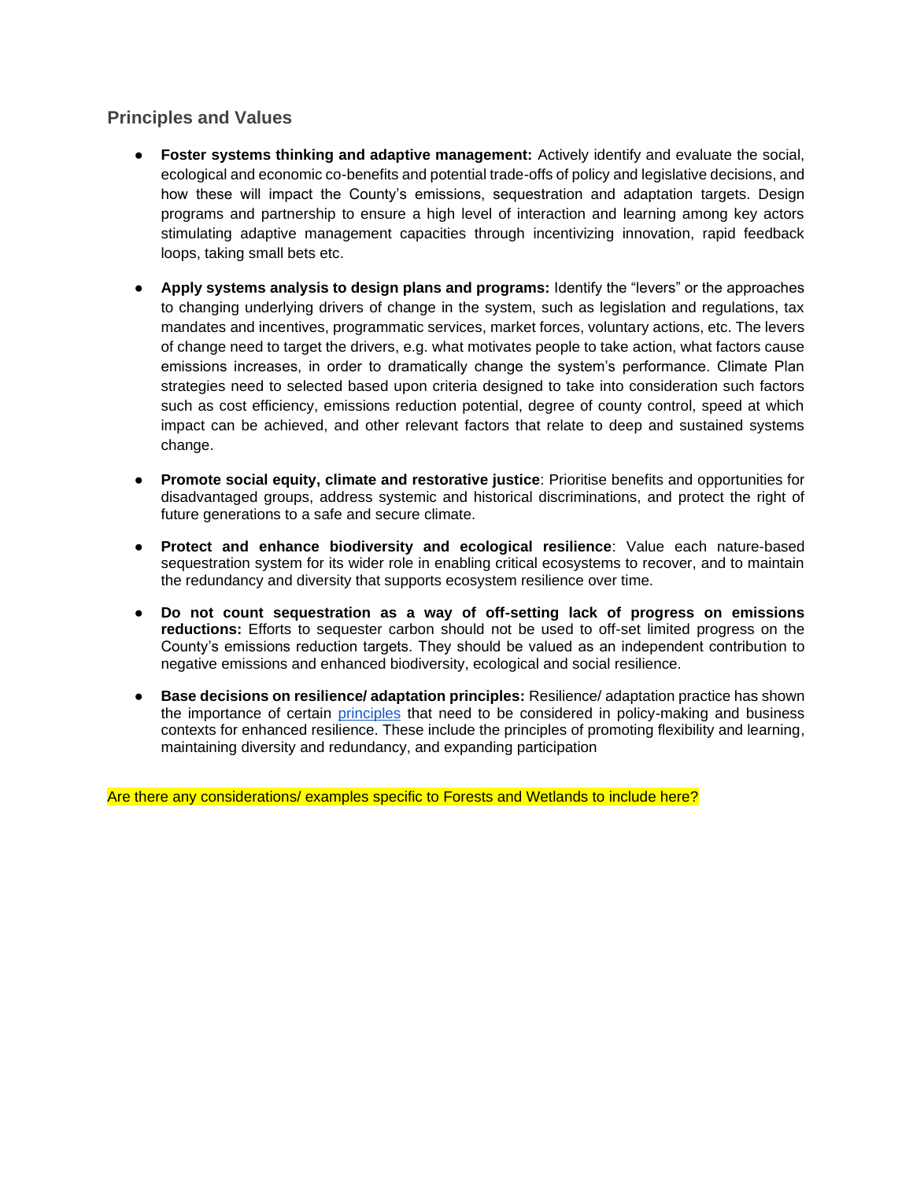## Principles and Values

- **Foster systems thinking and adaptive management:** Actively identify and evaluate the social, ecological and economic co-benefits and potential trade-offs of policy and legislative decisions, and how these will impact the County's emissions, sequestration and adaptation targets. Design programs and partnership to ensure a high level of interaction and learning among key actors stimulating adaptive management capacities through incentivizing innovation, rapid feedback loops, taking small bets etc.

- **Apply systems analysis to design plans and programs:** Identify the "levers" or the approaches to changing underlying drivers of change in the system, such as legislation and regulations, tax mandates and incentives, programmatic services, market forces, voluntary actions, etc. The levers of change need to target the drivers, e.g. what motivates people to take action, what factors cause emissions increases, in order to dramatically change the system's performance. Climate Plan strategies need to selected based upon criteria designed to take into consideration such factors such as cost efficiency, emissions reduction potential, degree of county control, speed at which impact can be achieved, and other relevant factors that relate to deep and sustained systems change.

- **Promote social equity, climate and restorative justice**: Prioritise benefits and opportunities for disadvantaged groups, address systemic and historical discriminations, and protect the right of future generations to a safe and secure climate.

- **Protect and enhance biodiversity and ecological resilience**: Value each nature-based sequestration system for its wider role in enabling critical ecosystems to recover, and to maintain the redundancy and diversity that supports ecosystem resilience over time.

- **Do not count sequestration as a way of off-setting lack of progress on emissions reductions:** Efforts to sequester carbon should not be used to off-set limited progress on the County's emissions reduction targets. They should be valued as an independent contribution to negative emissions and enhanced biodiversity, ecological and social resilience.

- **Base decisions on resilience/ adaptation principles:** Resilience/ adaptation practice has shown the importance of certain principles that need to be considered in policy-making and business contexts for enhanced resilience. These include the principles of promoting flexibility and learning, maintaining diversity and redundancy, and expanding participation

Are there any considerations/ examples specific to Forests and Wetlands to include here?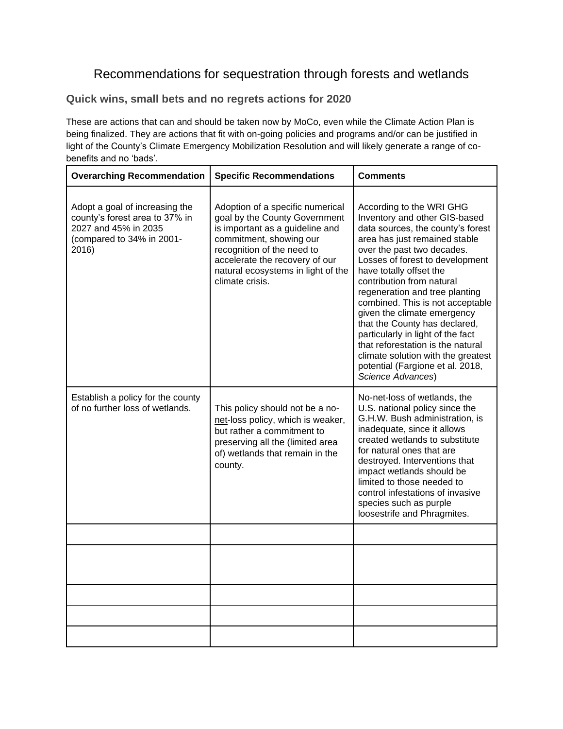# Recommendations for sequestration through forests and wetlands

## Quick wins, small bets and no regrets actions for 2020

These are actions that can and should be taken now by MoCo, even while the Climate Action Plan is being finalized. They are actions that fit with on-going policies and programs and/or can be justified in light of the County's Climate Emergency Mobilization Resolution and will likely generate a range of co-benefits and no 'bads'.

| **Overarching Recommendation** | **Specific Recommendations** | **Comments** |
|---|---|---|
| Adopt a goal of increasing the county's forest area to 37% in 2027 and 45% in 2035 (compared to 34% in 2001-2016) | Adoption of a specific numerical goal by the County Government is important as a guideline and commitment, showing our recognition of the need to accelerate the recovery of our natural ecosystems in light of the climate crisis. | According to the WRI GHG Inventory and other GIS-based data sources, the county's forest area has just remained stable over the past two decades. Losses of forest to development have totally offset the contribution from natural regeneration and tree planting combined. This is not acceptable given the climate emergency that the County has declared, particularly in light of the fact that reforestation is the natural climate solution with the greatest potential (Fargione et al. 2018, *Science Advances*) |
| Establish a policy for the county of no further loss of wetlands. | This policy should not be a no-net-loss policy, which is weaker, but rather a commitment to preserving all the (limited area of) wetlands that remain in the county. | No-net-loss of wetlands, the U.S. national policy since the G.H.W. Bush administration, is inadequate, since it allows created wetlands to substitute for natural ones that are destroyed. Interventions that impact wetlands should be limited to those needed to control infestations of invasive species such as purple loosestrife and Phragmites. |
| | | |
| | | |
| | | |
| | | |
| | | |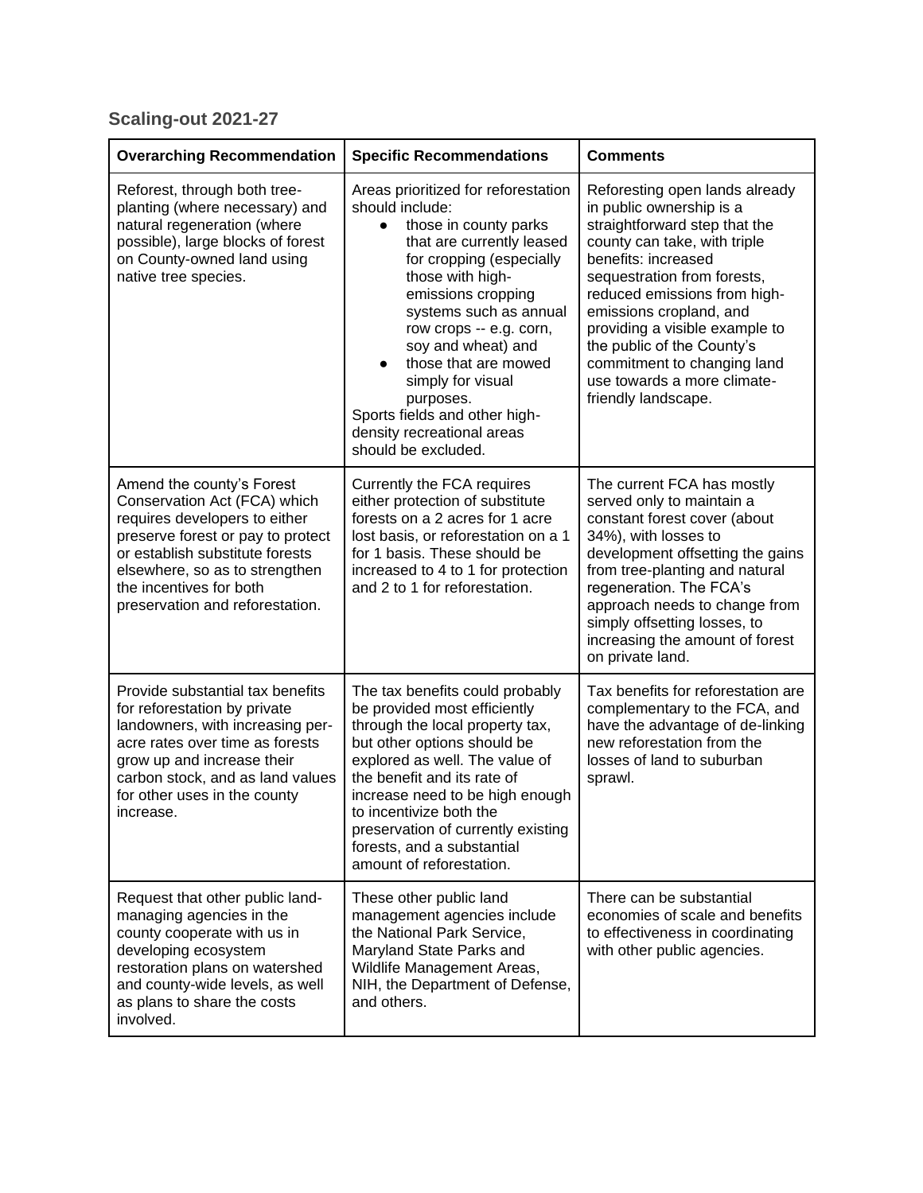### Scaling-out 2021-27

| Overarching Recommendation | Specific Recommendations | Comments |
|---|---|---|
| Reforest, through both tree-planting (where necessary) and natural regeneration (where possible), large blocks of forest on County-owned land using native tree species. | Areas prioritized for reforestation should include: <br>• those in county parks that are currently leased for cropping (especially those with high-emissions cropping systems such as annual row crops -- e.g. corn, soy and wheat) and <br>• those that are mowed simply for visual purposes. <br>Sports fields and other high-density recreational areas should be excluded. | Reforesting open lands already in public ownership is a straightforward step that the county can take, with triple benefits: increased sequestration from forests, reduced emissions from high-emissions cropland, and providing a visible example to the public of the County's commitment to changing land use towards a more climate-friendly landscape. |
| Amend the county's Forest Conservation Act (FCA) which requires developers to either preserve forest or pay to protect or establish substitute forests elsewhere, so as to strengthen the incentives for both preservation and reforestation. | Currently the FCA requires either protection of substitute forests on a 2 acres for 1 acre lost basis, or reforestation on a 1 for 1 basis. These should be increased to 4 to 1 for protection and 2 to 1 for reforestation. | The current FCA has mostly served only to maintain a constant forest cover (about 34%), with losses to development offsetting the gains from tree-planting and natural regeneration. The FCA's approach needs to change from simply offsetting losses, to increasing the amount of forest on private land. |
| Provide substantial tax benefits for reforestation by private landowners, with increasing per-acre rates over time as forests grow up and increase their carbon stock, and as land values for other uses in the county increase. | The tax benefits could probably be provided most efficiently through the local property tax, but other options should be explored as well. The value of the benefit and its rate of increase need to be high enough to incentivize both the preservation of currently existing forests, and a substantial amount of reforestation. | Tax benefits for reforestation are complementary to the FCA, and have the advantage of de-linking new reforestation from the losses of land to suburban sprawl. |
| Request that other public land-managing agencies in the county cooperate with us in developing ecosystem restoration plans on watershed and county-wide levels, as well as plans to share the costs involved. | These other public land management agencies include the National Park Service, Maryland State Parks and Wildlife Management Areas, NIH, the Department of Defense, and others. | There can be substantial economies of scale and benefits to effectiveness in coordinating with other public agencies. |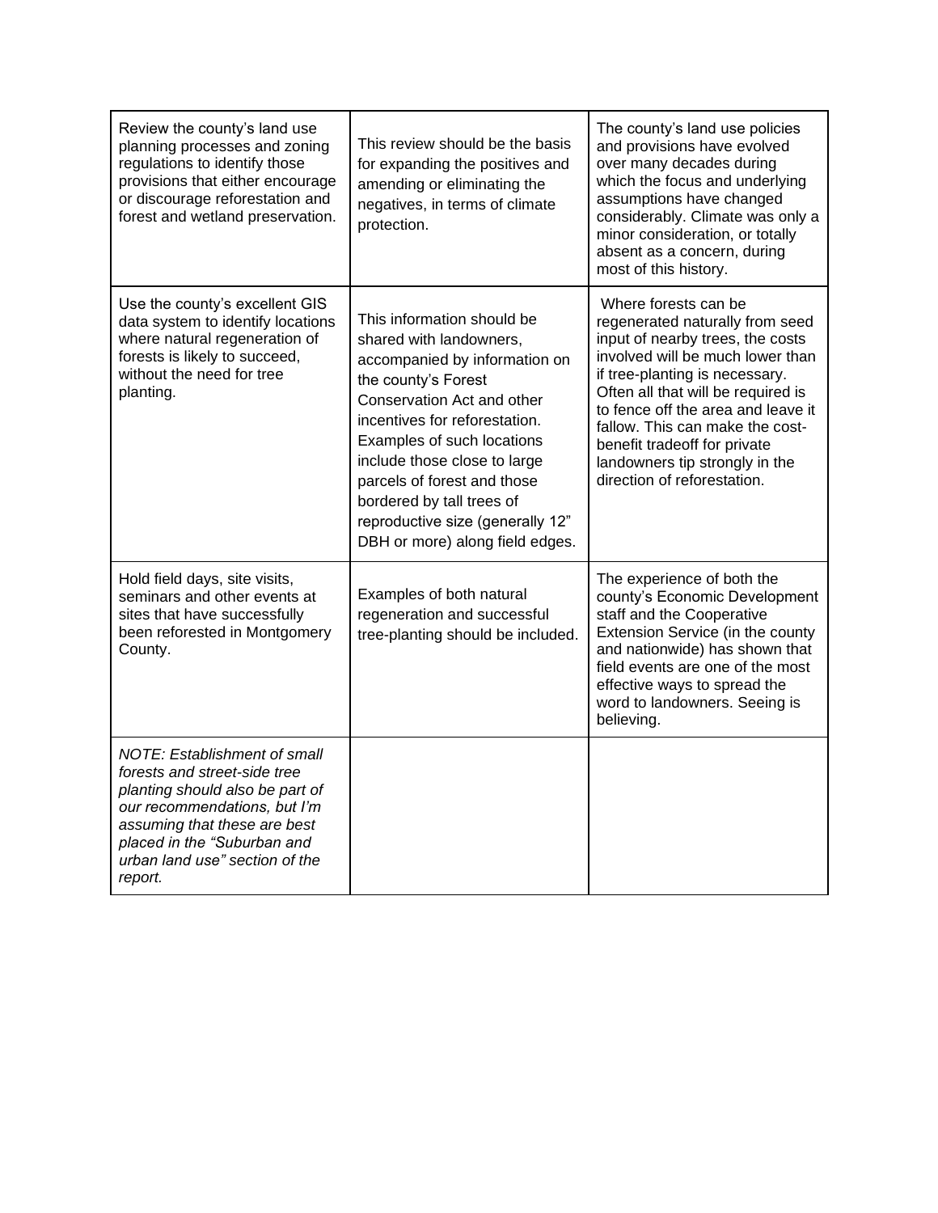| | | |
|---|---|---|
| Review the county's land use planning processes and zoning regulations to identify those provisions that either encourage or discourage reforestation and forest and wetland preservation. | This review should be the basis for expanding the positives and amending or eliminating the negatives, in terms of climate protection. | The county's land use policies and provisions have evolved over many decades during which the focus and underlying assumptions have changed considerably. Climate was only a minor consideration, or totally absent as a concern, during most of this history. |
| Use the county's excellent GIS data system to identify locations where natural regeneration of forests is likely to succeed, without the need for tree planting. | This information should be shared with landowners, accompanied by information on the county's Forest Conservation Act and other incentives for reforestation. Examples of such locations include those close to large parcels of forest and those bordered by tall trees of reproductive size (generally 12" DBH or more) along field edges. | Where forests can be regenerated naturally from seed input of nearby trees, the costs involved will be much lower than if tree-planting is necessary. Often all that will be required is to fence off the area and leave it fallow. This can make the cost-benefit tradeoff for private landowners tip strongly in the direction of reforestation. |
| Hold field days, site visits, seminars and other events at sites that have successfully been reforested in Montgomery County. | Examples of both natural regeneration and successful tree-planting should be included. | The experience of both the county's Economic Development staff and the Cooperative Extension Service (in the county and nationwide) has shown that field events are one of the most effective ways to spread the word to landowners. Seeing is believing. |
| *NOTE: Establishment of small forests and street-side tree planting should also be part of our recommendations, but I'm assuming that these are best placed in the "Suburban and urban land use" section of the report.* | | |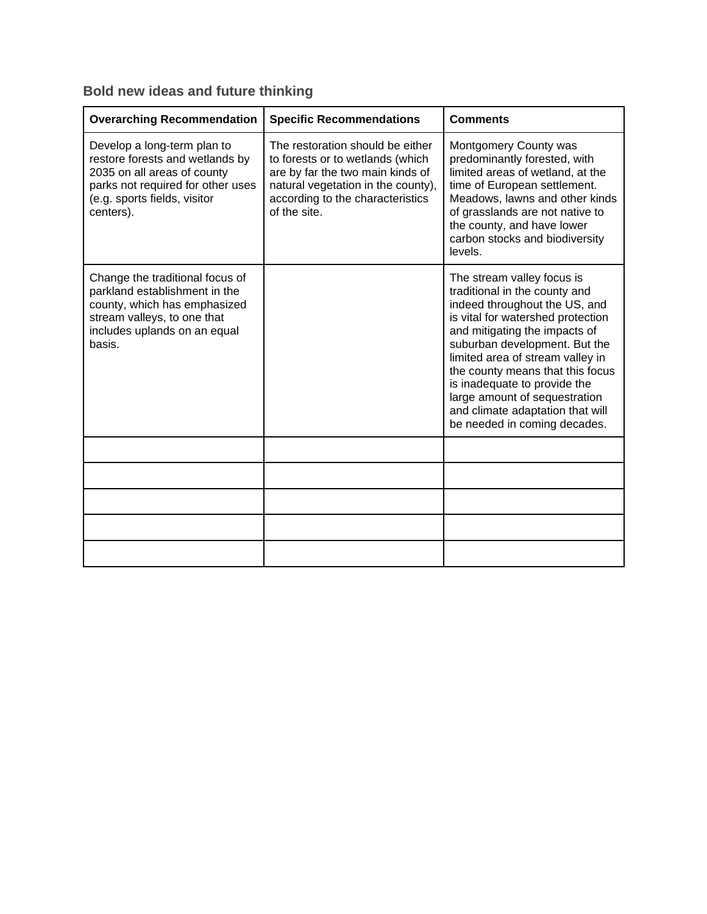### Bold new ideas and future thinking

| Overarching Recommendation | Specific Recommendations | Comments |
| --- | --- | --- |
| Develop a long-term plan to restore forests and wetlands by 2035 on all areas of county parks not required for other uses (e.g. sports fields, visitor centers). | The restoration should be either to forests or to wetlands (which are by far the two main kinds of natural vegetation in the county), according to the characteristics of the site. | Montgomery County was predominantly forested, with limited areas of wetland, at the time of European settlement. Meadows, lawns and other kinds of grasslands are not native to the county, and have lower carbon stocks and biodiversity levels. |
| Change the traditional focus of parkland establishment in the county, which has emphasized stream valleys, to one that includes uplands on an equal basis. | | The stream valley focus is traditional in the county and indeed throughout the US, and is vital for watershed protection and mitigating the impacts of suburban development. But the limited area of stream valley in the county means that this focus is inadequate to provide the large amount of sequestration and climate adaptation that will be needed in coming decades. |
| | | |
| | | |
| | | |
| | | |
| | | |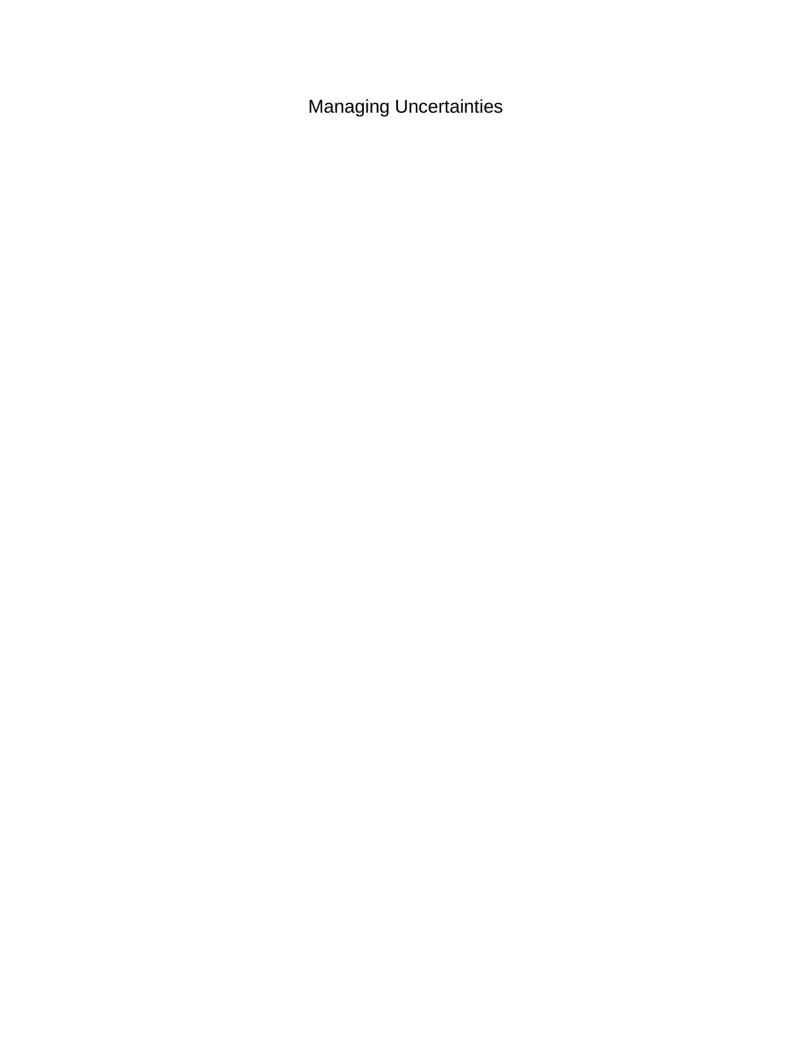Managing Uncertainties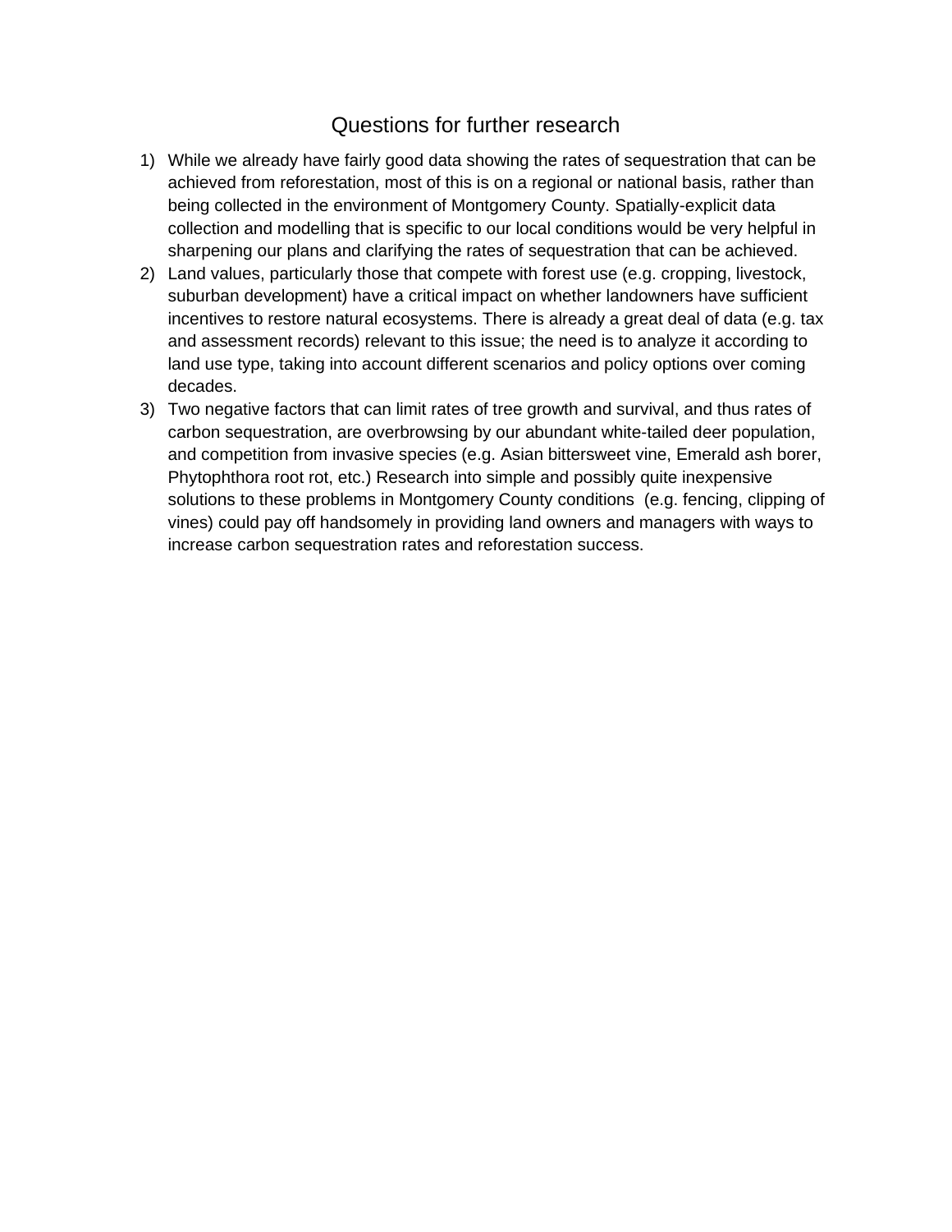## Questions for further research

1) While we already have fairly good data showing the rates of sequestration that can be achieved from reforestation, most of this is on a regional or national basis, rather than being collected in the environment of Montgomery County. Spatially-explicit data collection and modelling that is specific to our local conditions would be very helpful in sharpening our plans and clarifying the rates of sequestration that can be achieved.
2) Land values, particularly those that compete with forest use (e.g. cropping, livestock, suburban development) have a critical impact on whether landowners have sufficient incentives to restore natural ecosystems. There is already a great deal of data (e.g. tax and assessment records) relevant to this issue; the need is to analyze it according to land use type, taking into account different scenarios and policy options over coming decades.
3) Two negative factors that can limit rates of tree growth and survival, and thus rates of carbon sequestration, are overbrowsing by our abundant white-tailed deer population, and competition from invasive species (e.g. Asian bittersweet vine, Emerald ash borer, Phytophthora root rot, etc.) Research into simple and possibly quite inexpensive solutions to these problems in Montgomery County conditions (e.g. fencing, clipping of vines) could pay off handsomely in providing land owners and managers with ways to increase carbon sequestration rates and reforestation success.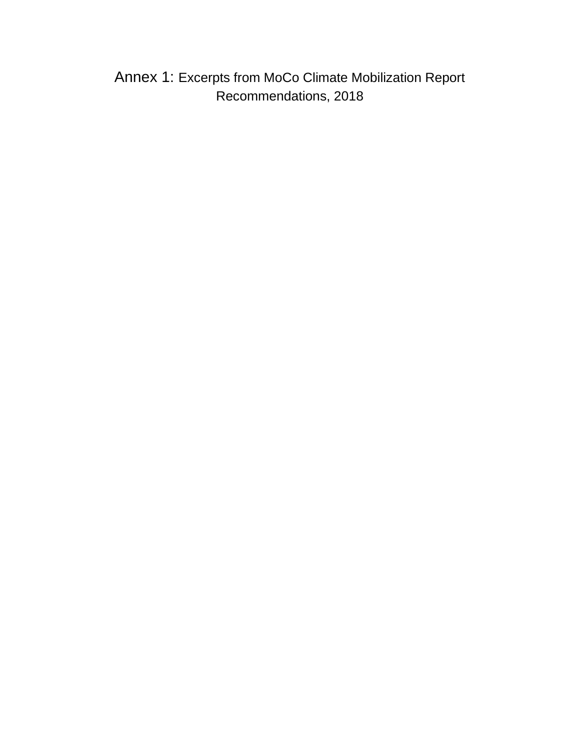# Annex 1: Excerpts from MoCo Climate Mobilization Report Recommendations, 2018